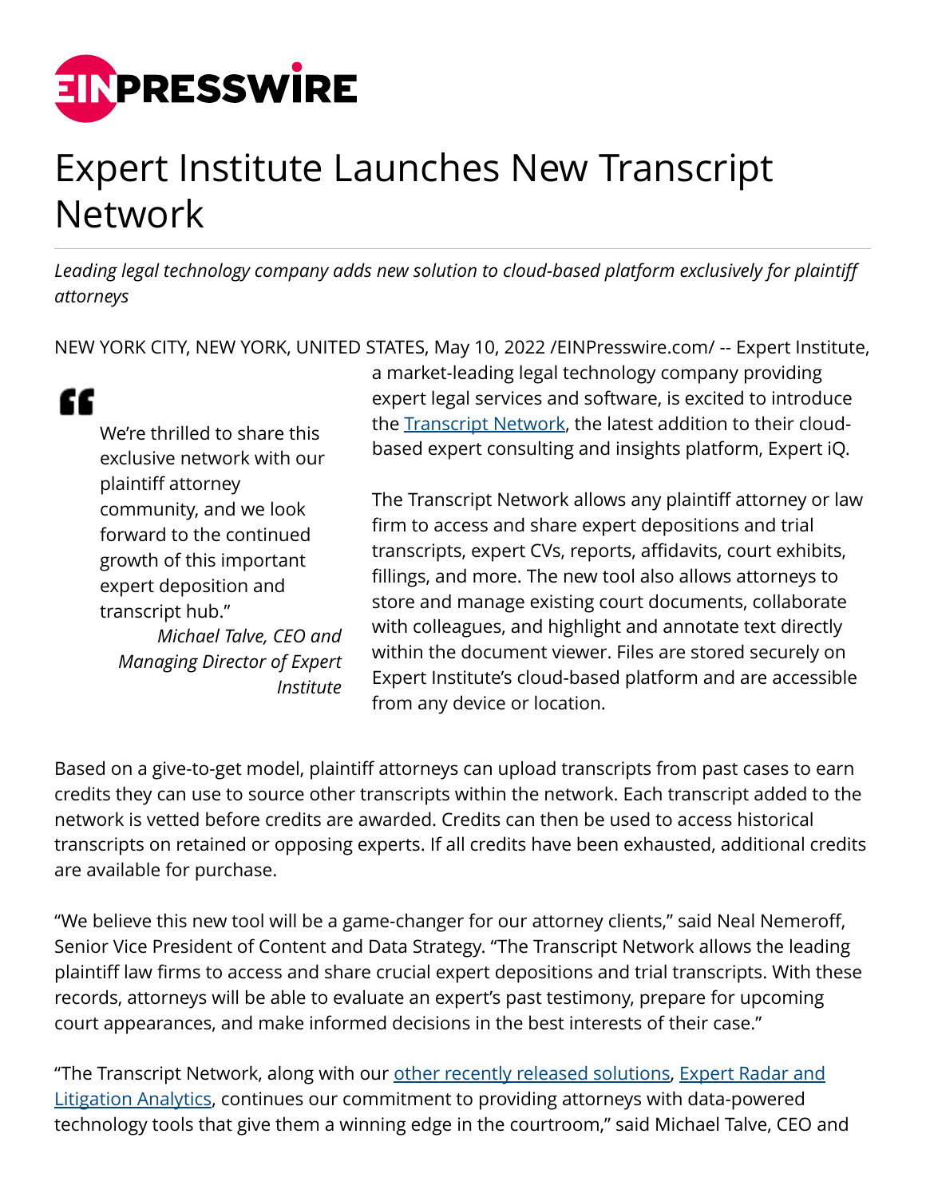# Expert Institute Launches New Transcript Network

*Leading legal technology company adds new solution to cloud-based platform exclusively for plaintiff attorneys*

NEW YORK CITY, NEW YORK, UNITED STATES, May 10, 2022 /EINPresswire.com/ -- Expert Institute, a market-leading legal technology company providing expert legal services and software, is excited to introduce the [Transcript Network](), the latest addition to their cloud-based expert consulting and insights platform, Expert iQ.

> We're thrilled to share this exclusive network with our plaintiff attorney community, and we look forward to the continued growth of this important expert deposition and transcript hub."
>
> *Michael Talve, CEO and Managing Director of Expert Institute*

The Transcript Network allows any plaintiff attorney or law firm to access and share expert depositions and trial transcripts, expert CVs, reports, affidavits, court exhibits, fillings, and more. The new tool also allows attorneys to store and manage existing court documents, collaborate with colleagues, and highlight and annotate text directly within the document viewer. Files are stored securely on Expert Institute's cloud-based platform and are accessible from any device or location.

Based on a give-to-get model, plaintiff attorneys can upload transcripts from past cases to earn credits they can use to source other transcripts within the network. Each transcript added to the network is vetted before credits are awarded. Credits can then be used to access historical transcripts on retained or opposing experts. If all credits have been exhausted, additional credits are available for purchase.

"We believe this new tool will be a game-changer for our attorney clients," said Neal Nemeroff, Senior Vice President of Content and Data Strategy. "The Transcript Network allows the leading plaintiff law firms to access and share crucial expert depositions and trial transcripts. With these records, attorneys will be able to evaluate an expert's past testimony, prepare for upcoming court appearances, and make informed decisions in the best interests of their case."

"The Transcript Network, along with our [other recently released solutions](), [Expert Radar and Litigation Analytics](), continues our commitment to providing attorneys with data-powered technology tools that give them a winning edge in the courtroom," said Michael Talve, CEO and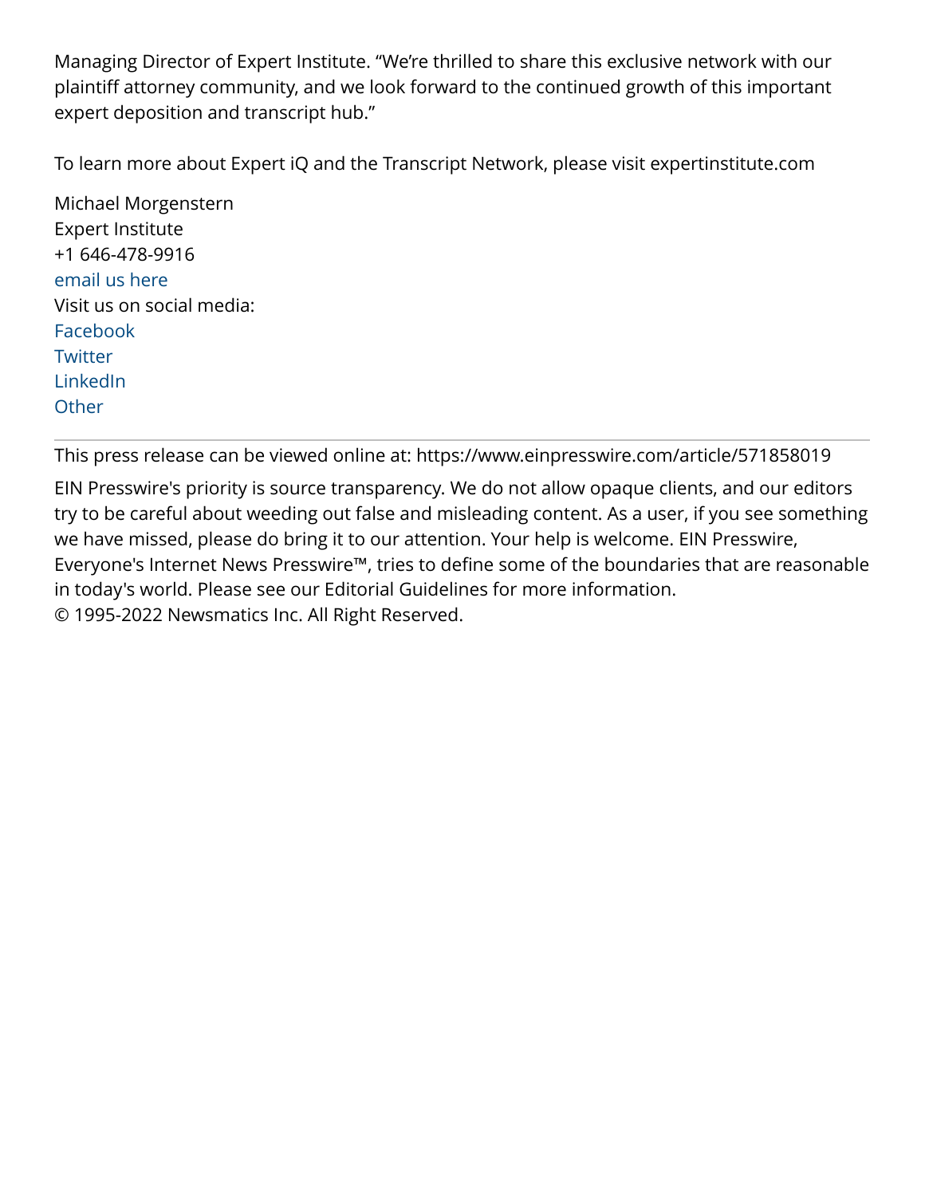Managing Director of Expert Institute. “We’re thrilled to share this exclusive network with our plaintiff attorney community, and we look forward to the continued growth of this important expert deposition and transcript hub.”

To learn more about Expert iQ and the Transcript Network, please visit expertinstitute.com

Michael Morgenstern
Expert Institute
+1 646-478-9916
email us here
Visit us on social media:
Facebook
Twitter
LinkedIn
Other

---

This press release can be viewed online at: https://www.einpresswire.com/article/571858019

EIN Presswire's priority is source transparency. We do not allow opaque clients, and our editors try to be careful about weeding out false and misleading content. As a user, if you see something we have missed, please do bring it to our attention. Your help is welcome. EIN Presswire, Everyone's Internet News Presswire™, tries to define some of the boundaries that are reasonable in today's world. Please see our Editorial Guidelines for more information.
© 1995-2022 Newsmatics Inc. All Right Reserved.